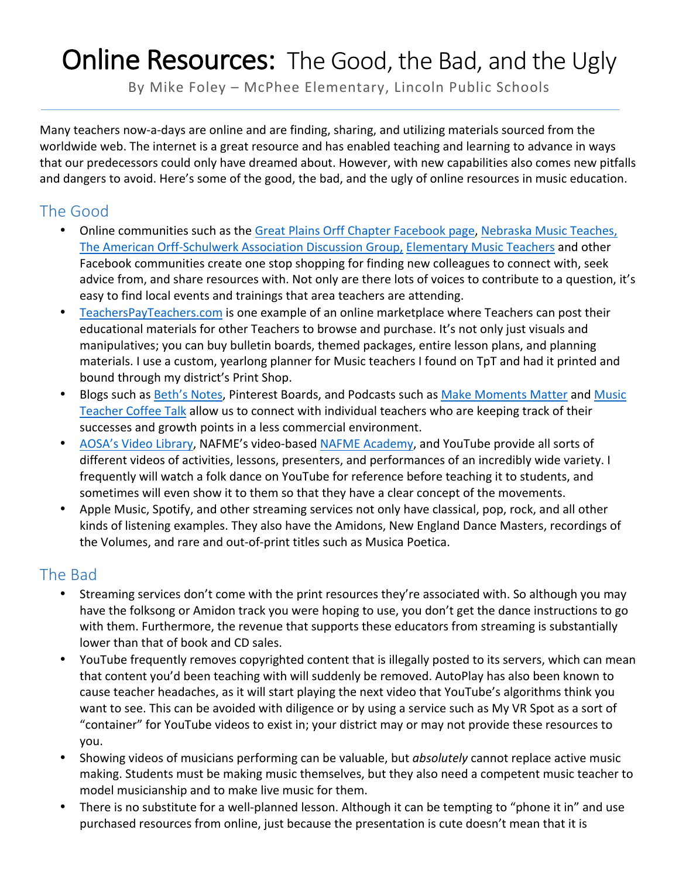# Online Resources: The Good, the Bad, and the Ugly

By Mike Foley – McPhee Elementary, Lincoln Public Schools

Many teachers now-a-days are online and are finding, sharing, and utilizing materials sourced from the worldwide web. The internet is a great resource and has enabled teaching and learning to advance in ways that our predecessors could only have dreamed about. However, with new capabilities also comes new pitfalls and dangers to avoid. Here's some of the good, the bad, and the ugly of online resources in music education.

## The Good

- Online communities such as the Great Plains Orff Chapter Facebook page, Nebraska Music Teaches, The American Orff-Schulwerk Association Discussion Group, Elementary Music Teachers and other Facebook communities create one stop shopping for finding new colleagues to connect with, seek advice from, and share resources with. Not only are there lots of voices to contribute to a question, it's easy to find local events and trainings that area teachers are attending.
- TeachersPayTeachers.com is one example of an online marketplace where Teachers can post their educational materials for other Teachers to browse and purchase. It's not only just visuals and manipulatives; you can buy bulletin boards, themed packages, entire lesson plans, and planning materials. I use a custom, yearlong planner for Music teachers I found on TpT and had it printed and bound through my district's Print Shop.
- Blogs such as Beth's Notes, Pinterest Boards, and Podcasts such as Make Moments Matter and Music Teacher Coffee Talk allow us to connect with individual teachers who are keeping track of their successes and growth points in a less commercial environment.
- AOSA's Video Library, NAFME's video-based NAFME Academy, and YouTube provide all sorts of different videos of activities, lessons, presenters, and performances of an incredibly wide variety. I frequently will watch a folk dance on YouTube for reference before teaching it to students, and sometimes will even show it to them so that they have a clear concept of the movements.
- Apple Music, Spotify, and other streaming services not only have classical, pop, rock, and all other kinds of listening examples. They also have the Amidons, New England Dance Masters, recordings of the Volumes, and rare and out-of-print titles such as Musica Poetica.

## The Bad

- Streaming services don't come with the print resources they're associated with. So although you may have the folksong or Amidon track you were hoping to use, you don't get the dance instructions to go with them. Furthermore, the revenue that supports these educators from streaming is substantially lower than that of book and CD sales.
- YouTube frequently removes copyrighted content that is illegally posted to its servers, which can mean that content you'd been teaching with will suddenly be removed. AutoPlay has also been known to cause teacher headaches, as it will start playing the next video that YouTube's algorithms think you want to see. This can be avoided with diligence or by using a service such as My VR Spot as a sort of "container" for YouTube videos to exist in; your district may or may not provide these resources to you.
- Showing videos of musicians performing can be valuable, but *absolutely* cannot replace active music making. Students must be making music themselves, but they also need a competent music teacher to model musicianship and to make live music for them.
- There is no substitute for a well-planned lesson. Although it can be tempting to "phone it in" and use purchased resources from online, just because the presentation is cute doesn't mean that it is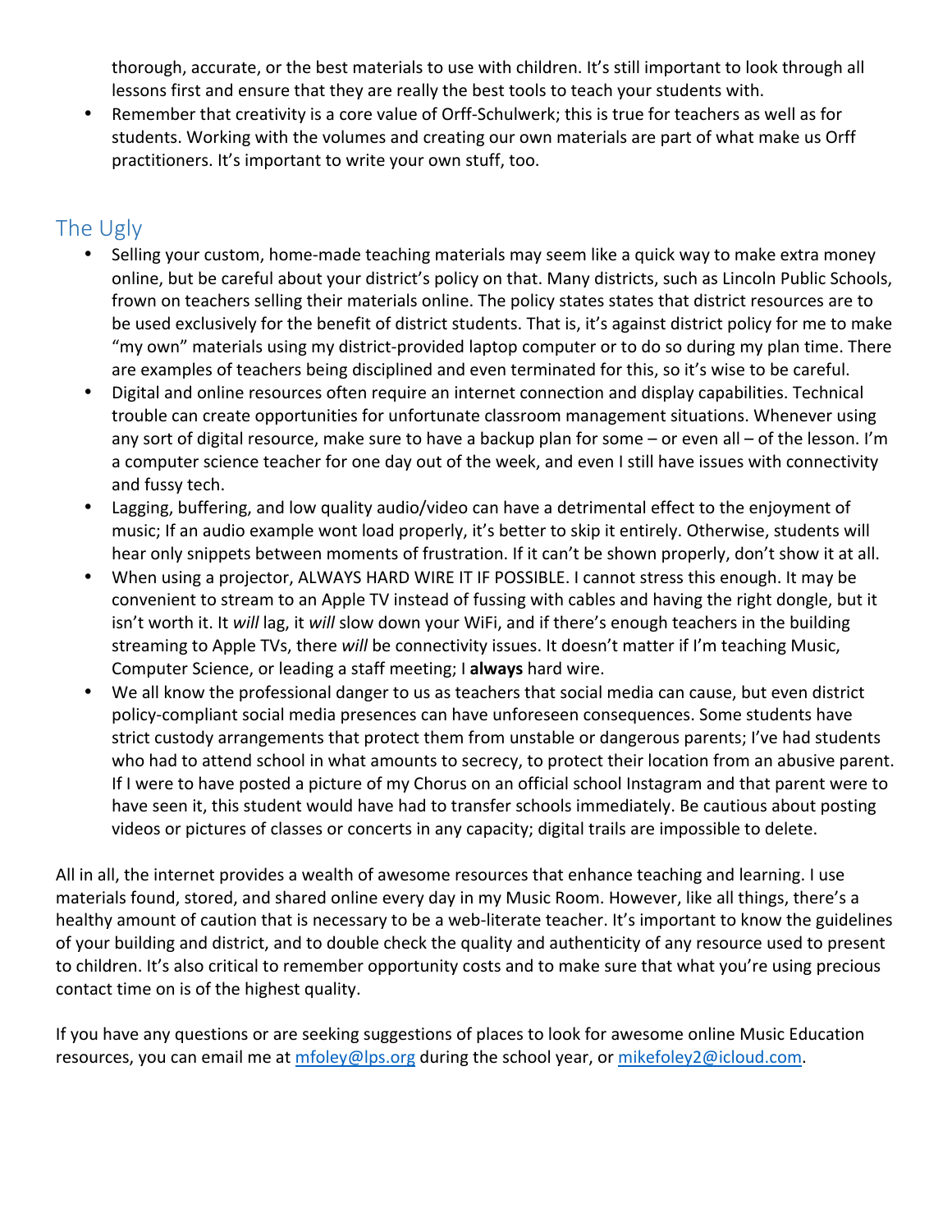thorough, accurate, or the best materials to use with children. It's still important to look through all lessons first and ensure that they are really the best tools to teach your students with.

- Remember that creativity is a core value of Orff-Schulwerk; this is true for teachers as well as for students. Working with the volumes and creating our own materials are part of what make us Orff practitioners. It's important to write your own stuff, too.

## The Ugly

- Selling your custom, home-made teaching materials may seem like a quick way to make extra money online, but be careful about your district's policy on that. Many districts, such as Lincoln Public Schools, frown on teachers selling their materials online. The policy states states that district resources are to be used exclusively for the benefit of district students. That is, it's against district policy for me to make "my own" materials using my district-provided laptop computer or to do so during my plan time. There are examples of teachers being disciplined and even terminated for this, so it's wise to be careful.
- Digital and online resources often require an internet connection and display capabilities. Technical trouble can create opportunities for unfortunate classroom management situations. Whenever using any sort of digital resource, make sure to have a backup plan for some – or even all – of the lesson. I'm a computer science teacher for one day out of the week, and even I still have issues with connectivity and fussy tech.
- Lagging, buffering, and low quality audio/video can have a detrimental effect to the enjoyment of music; If an audio example wont load properly, it's better to skip it entirely. Otherwise, students will hear only snippets between moments of frustration. If it can't be shown properly, don't show it at all.
- When using a projector, ALWAYS HARD WIRE IT IF POSSIBLE. I cannot stress this enough. It may be convenient to stream to an Apple TV instead of fussing with cables and having the right dongle, but it isn't worth it. It *will* lag, it *will* slow down your WiFi, and if there's enough teachers in the building streaming to Apple TVs, there *will* be connectivity issues. It doesn't matter if I'm teaching Music, Computer Science, or leading a staff meeting; I **always** hard wire.
- We all know the professional danger to us as teachers that social media can cause, but even district policy-compliant social media presences can have unforeseen consequences. Some students have strict custody arrangements that protect them from unstable or dangerous parents; I've had students who had to attend school in what amounts to secrecy, to protect their location from an abusive parent. If I were to have posted a picture of my Chorus on an official school Instagram and that parent were to have seen it, this student would have had to transfer schools immediately. Be cautious about posting videos or pictures of classes or concerts in any capacity; digital trails are impossible to delete.

All in all, the internet provides a wealth of awesome resources that enhance teaching and learning. I use materials found, stored, and shared online every day in my Music Room. However, like all things, there's a healthy amount of caution that is necessary to be a web-literate teacher. It's important to know the guidelines of your building and district, and to double check the quality and authenticity of any resource used to present to children. It's also critical to remember opportunity costs and to make sure that what you're using precious contact time on is of the highest quality.

If you have any questions or are seeking suggestions of places to look for awesome online Music Education resources, you can email me at mfoley@lps.org during the school year, or mikefoley2@icloud.com.